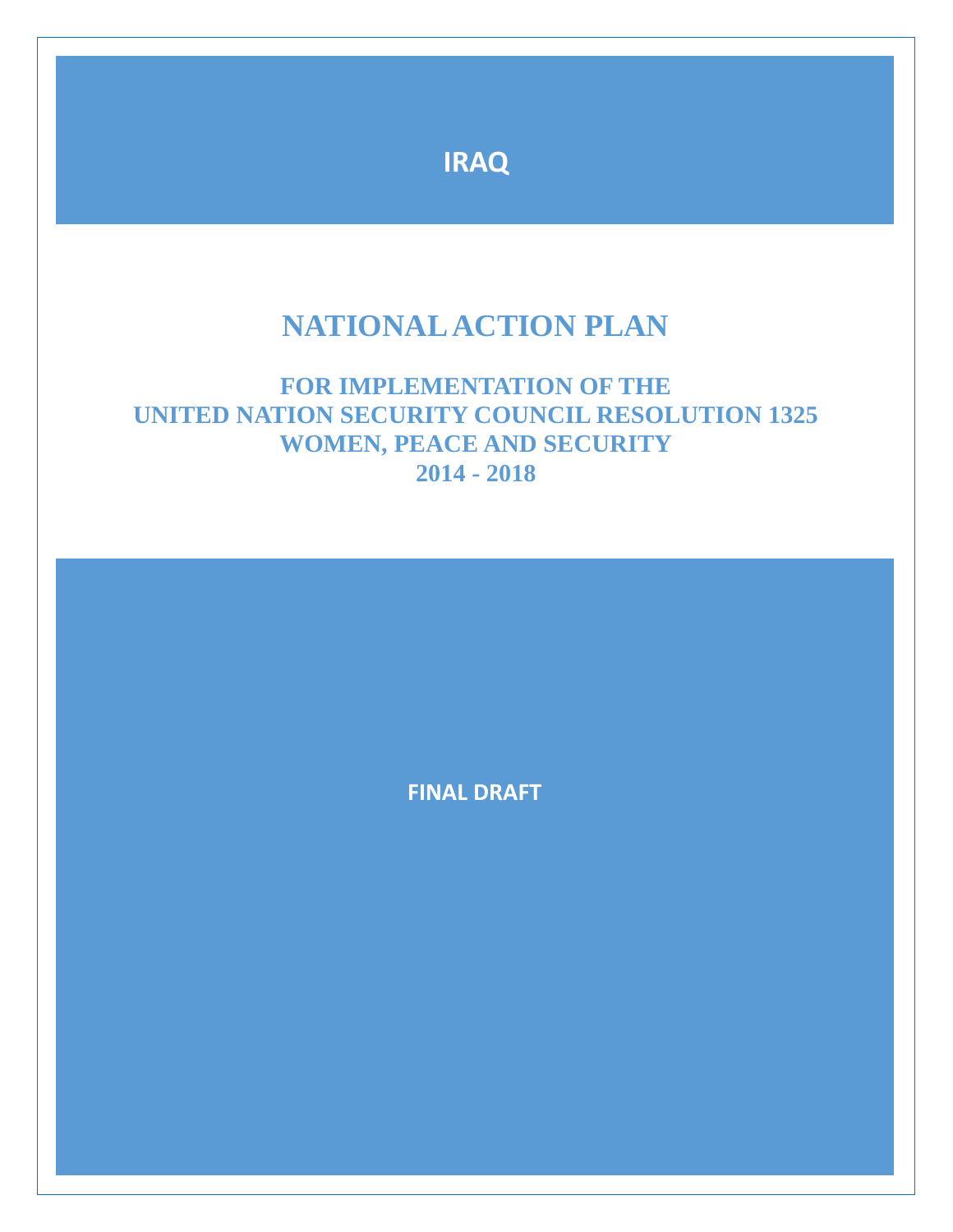# IRAQ

# NATIONAL ACTION PLAN

## FOR IMPLEMENTATION OF THE UNITED NATION SECURITY COUNCIL RESOLUTION 1325 WOMEN, PEACE AND SECURITY 2014 - 2018

**FINAL DRAFT**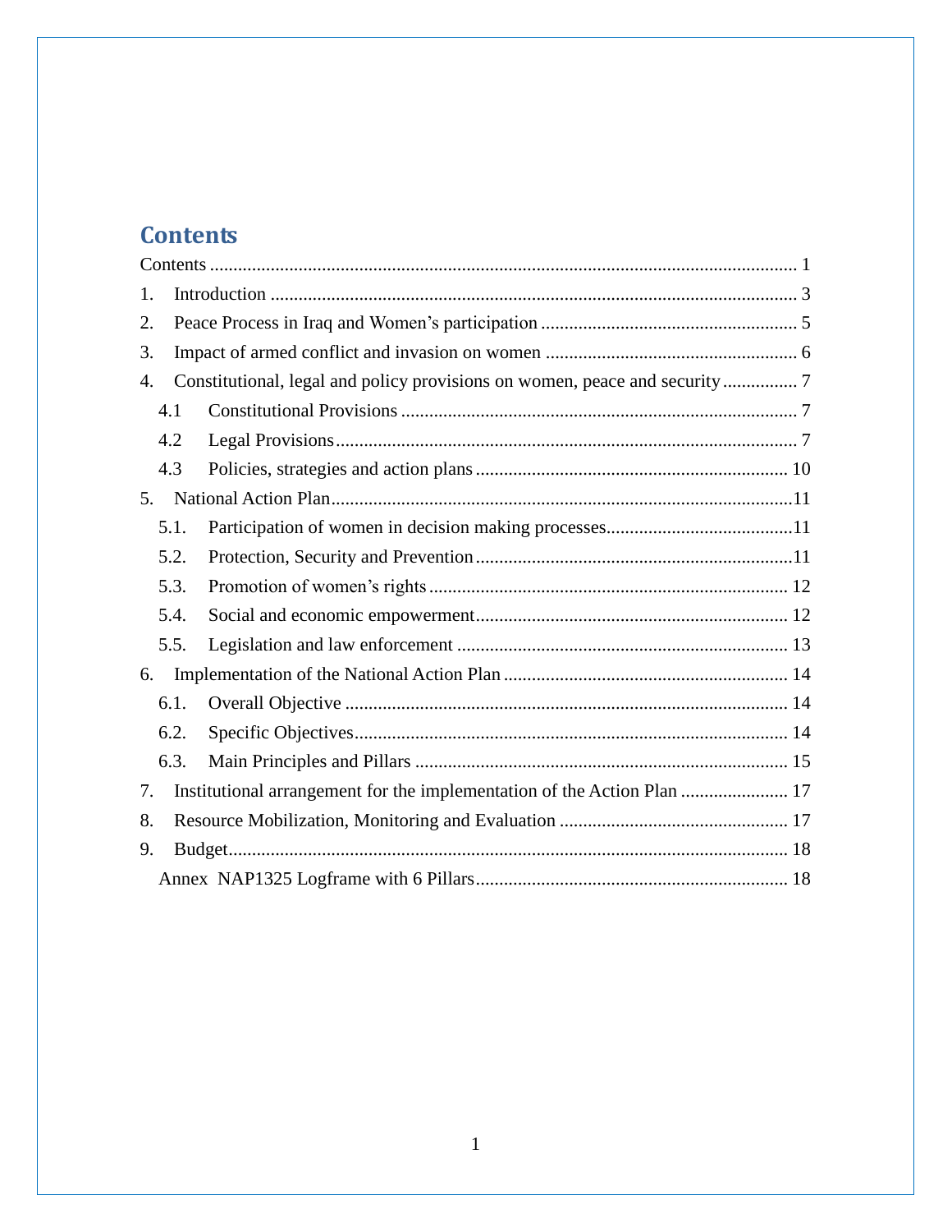## Contents

Contents ........................................................................................................................ 1

1. Introduction ............................................................................................................. 3
2. Peace Process in Iraq and Women's participation ...................................................... 5
3. Impact of armed conflict and invasion on women ..................................................... 6
4. Constitutional, legal and policy provisions on women, peace and security ................ 7
    - 4.1 Constitutional Provisions .................................................................................... 7
    - 4.2 Legal Provisions .................................................................................................. 7
    - 4.3 Policies, strategies and action plans ................................................................. 10
5. National Action Plan .................................................................................................. 11
    - 5.1. Participation of women in decision making processes ........................................ 11
    - 5.2. Protection, Security and Prevention ................................................................... 11
    - 5.3. Promotion of women's rights ............................................................................ 12
    - 5.4. Social and economic empowerment .................................................................. 12
    - 5.5. Legislation and law enforcement ...................................................................... 13
6. Implementation of the National Action Plan ............................................................. 14
    - 6.1. Overall Objective .............................................................................................. 14
    - 6.2. Specific Objectives ............................................................................................ 14
    - 6.3. Main Principles and Pillars ............................................................................... 15
7. Institutional arrangement for the implementation of the Action Plan ....................... 17
8. Resource Mobilization, Monitoring and Evaluation ................................................. 17
9. Budget ....................................................................................................................... 18
    - Annex NAP1325 Logframe with 6 Pillars .................................................................. 18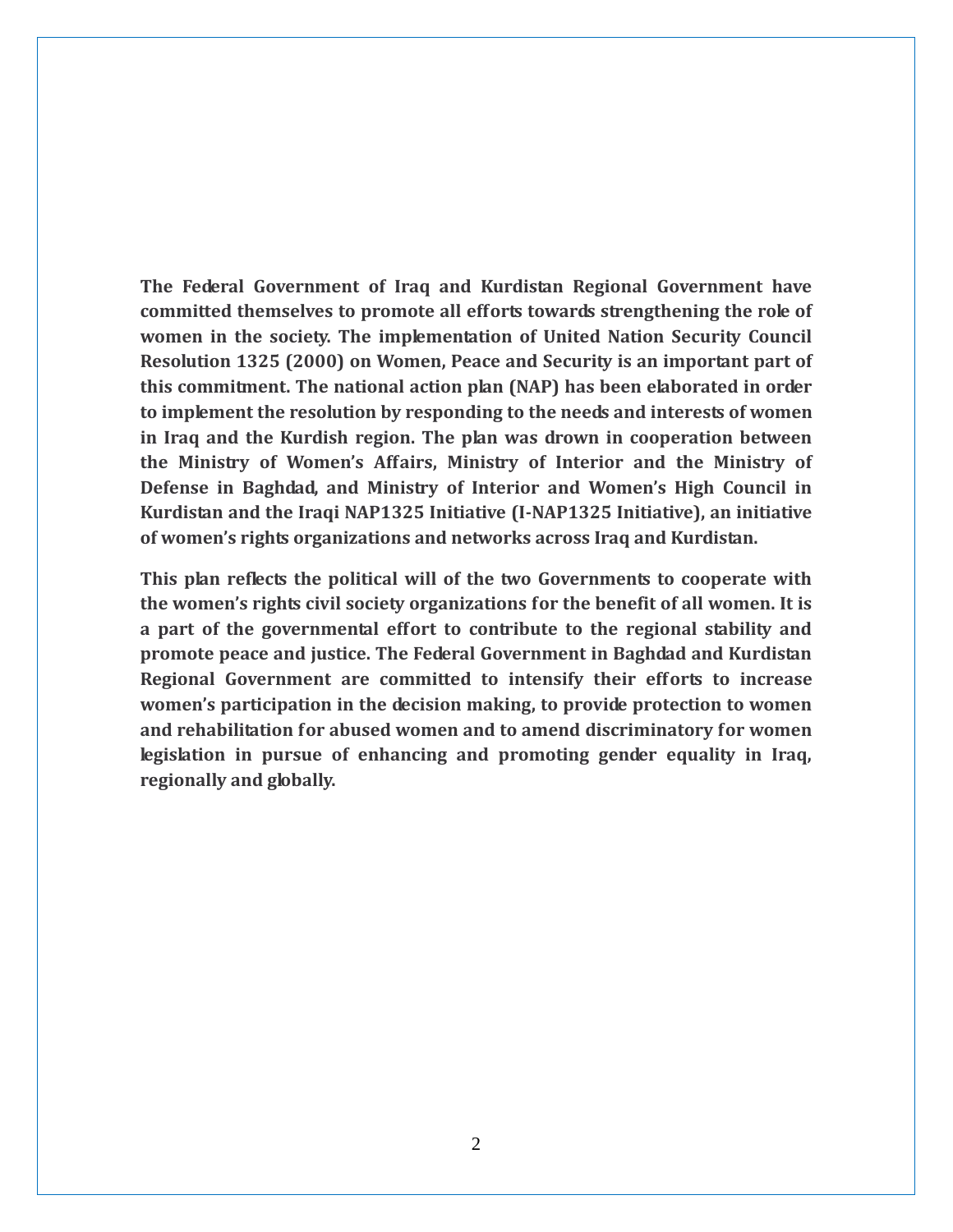**The Federal Government of Iraq and Kurdistan Regional Government have committed themselves to promote all efforts towards strengthening the role of women in the society. The implementation of United Nation Security Council Resolution 1325 (2000) on Women, Peace and Security is an important part of this commitment. The national action plan (NAP) has been elaborated in order to implement the resolution by responding to the needs and interests of women in Iraq and the Kurdish region. The plan was drown in cooperation between the Ministry of Women's Affairs, Ministry of Interior and the Ministry of Defense in Baghdad, and Ministry of Interior and Women's High Council in Kurdistan and the Iraqi NAP1325 Initiative (I-NAP1325 Initiative), an initiative of women's rights organizations and networks across Iraq and Kurdistan.**

**This plan reflects the political will of the two Governments to cooperate with the women's rights civil society organizations for the benefit of all women. It is a part of the governmental effort to contribute to the regional stability and promote peace and justice. The Federal Government in Baghdad and Kurdistan Regional Government are committed to intensify their efforts to increase women's participation in the decision making, to provide protection to women and rehabilitation for abused women and to amend discriminatory for women legislation in pursue of enhancing and promoting gender equality in Iraq, regionally and globally.**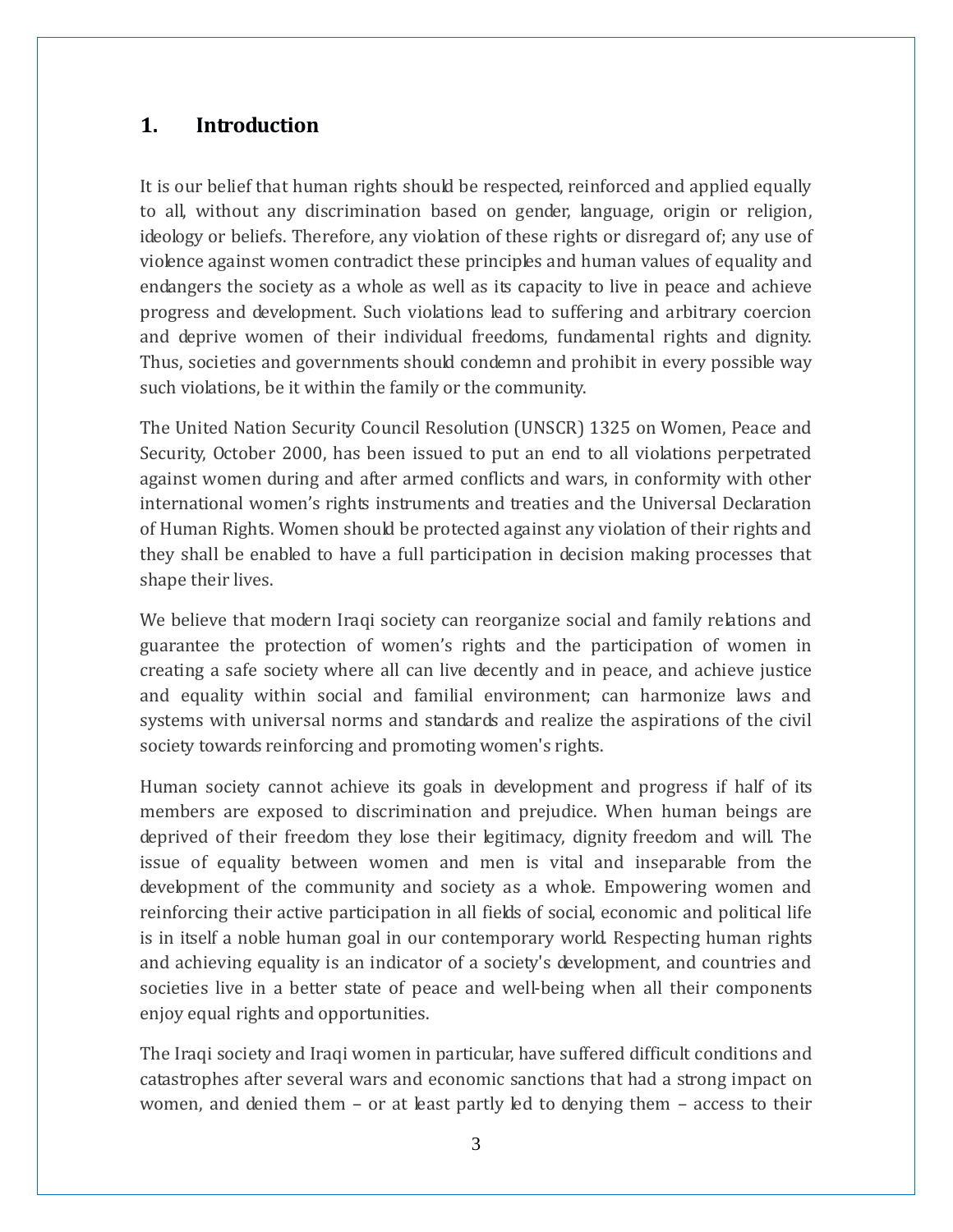# 1. Introduction

It is our belief that human rights should be respected, reinforced and applied equally to all, without any discrimination based on gender, language, origin or religion, ideology or beliefs. Therefore, any violation of these rights or disregard of; any use of violence against women contradict these principles and human values of equality and endangers the society as a whole as well as its capacity to live in peace and achieve progress and development. Such violations lead to suffering and arbitrary coercion and deprive women of their individual freedoms, fundamental rights and dignity. Thus, societies and governments should condemn and prohibit in every possible way such violations, be it within the family or the community.

The United Nation Security Council Resolution (UNSCR) 1325 on Women, Peace and Security, October 2000, has been issued to put an end to all violations perpetrated against women during and after armed conflicts and wars, in conformity with other international women's rights instruments and treaties and the Universal Declaration of Human Rights. Women should be protected against any violation of their rights and they shall be enabled to have a full participation in decision making processes that shape their lives.

We believe that modern Iraqi society can reorganize social and family relations and guarantee the protection of women's rights and the participation of women in creating a safe society where all can live decently and in peace, and achieve justice and equality within social and familial environment; can harmonize laws and systems with universal norms and standards and realize the aspirations of the civil society towards reinforcing and promoting women's rights.

Human society cannot achieve its goals in development and progress if half of its members are exposed to discrimination and prejudice. When human beings are deprived of their freedom they lose their legitimacy, dignity freedom and will. The issue of equality between women and men is vital and inseparable from the development of the community and society as a whole. Empowering women and reinforcing their active participation in all fields of social, economic and political life is in itself a noble human goal in our contemporary world. Respecting human rights and achieving equality is an indicator of a society's development, and countries and societies live in a better state of peace and well-being when all their components enjoy equal rights and opportunities.

The Iraqi society and Iraqi women in particular, have suffered difficult conditions and catastrophes after several wars and economic sanctions that had a strong impact on women, and denied them – or at least partly led to denying them – access to their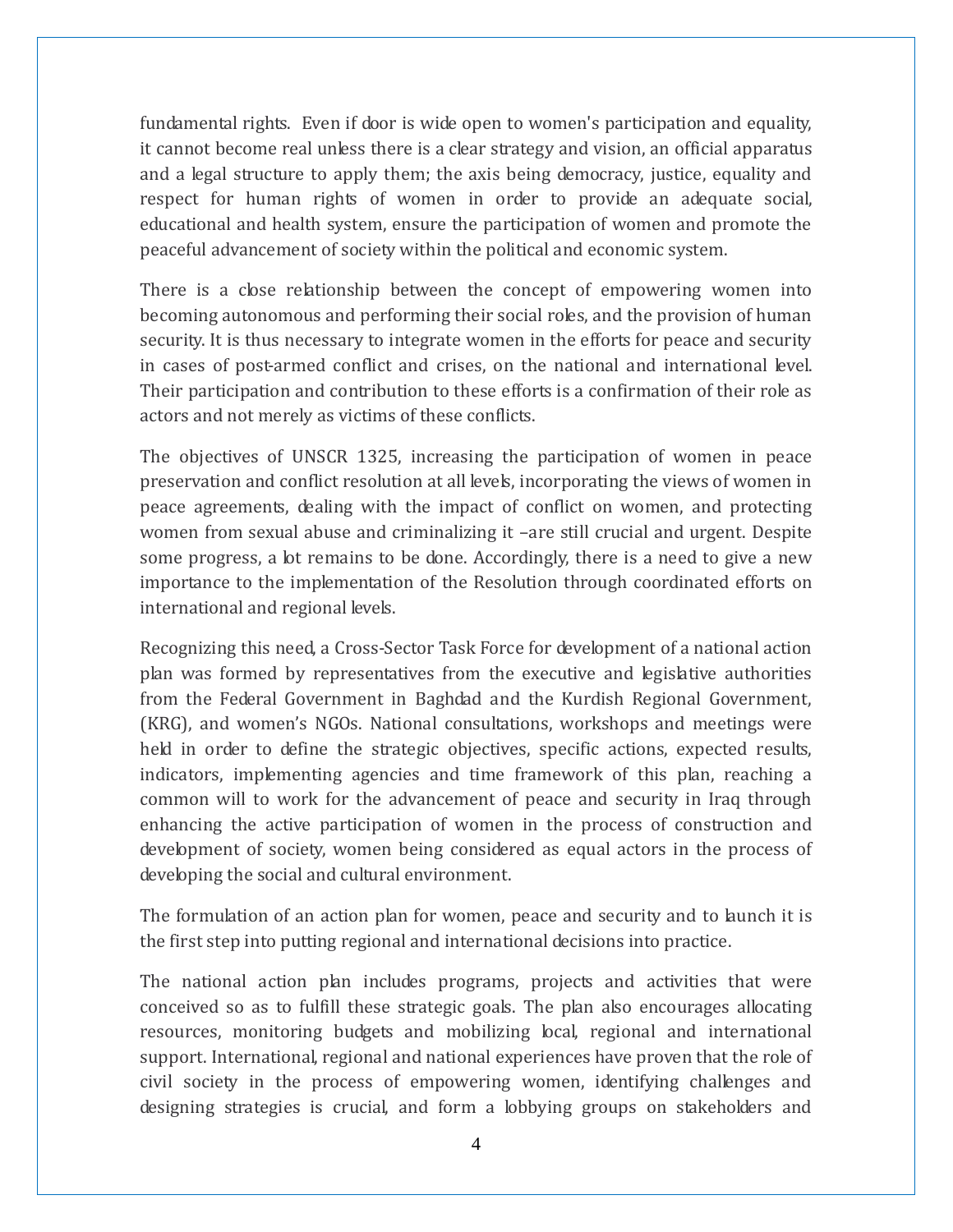fundamental rights. Even if door is wide open to women's participation and equality, it cannot become real unless there is a clear strategy and vision, an official apparatus and a legal structure to apply them; the axis being democracy, justice, equality and respect for human rights of women in order to provide an adequate social, educational and health system, ensure the participation of women and promote the peaceful advancement of society within the political and economic system.

There is a close relationship between the concept of empowering women into becoming autonomous and performing their social roles, and the provision of human security. It is thus necessary to integrate women in the efforts for peace and security in cases of post-armed conflict and crises, on the national and international level. Their participation and contribution to these efforts is a confirmation of their role as actors and not merely as victims of these conflicts.

The objectives of UNSCR 1325, increasing the participation of women in peace preservation and conflict resolution at all levels, incorporating the views of women in peace agreements, dealing with the impact of conflict on women, and protecting women from sexual abuse and criminalizing it –are still crucial and urgent. Despite some progress, a lot remains to be done. Accordingly, there is a need to give a new importance to the implementation of the Resolution through coordinated efforts on international and regional levels.

Recognizing this need, a Cross-Sector Task Force for development of a national action plan was formed by representatives from the executive and legislative authorities from the Federal Government in Baghdad and the Kurdish Regional Government, (KRG), and women's NGOs. National consultations, workshops and meetings were held in order to define the strategic objectives, specific actions, expected results, indicators, implementing agencies and time framework of this plan, reaching a common will to work for the advancement of peace and security in Iraq through enhancing the active participation of women in the process of construction and development of society, women being considered as equal actors in the process of developing the social and cultural environment.

The formulation of an action plan for women, peace and security and to launch it is the first step into putting regional and international decisions into practice.

The national action plan includes programs, projects and activities that were conceived so as to fulfill these strategic goals. The plan also encourages allocating resources, monitoring budgets and mobilizing local, regional and international support. International, regional and national experiences have proven that the role of civil society in the process of empowering women, identifying challenges and designing strategies is crucial, and form a lobbying groups on stakeholders and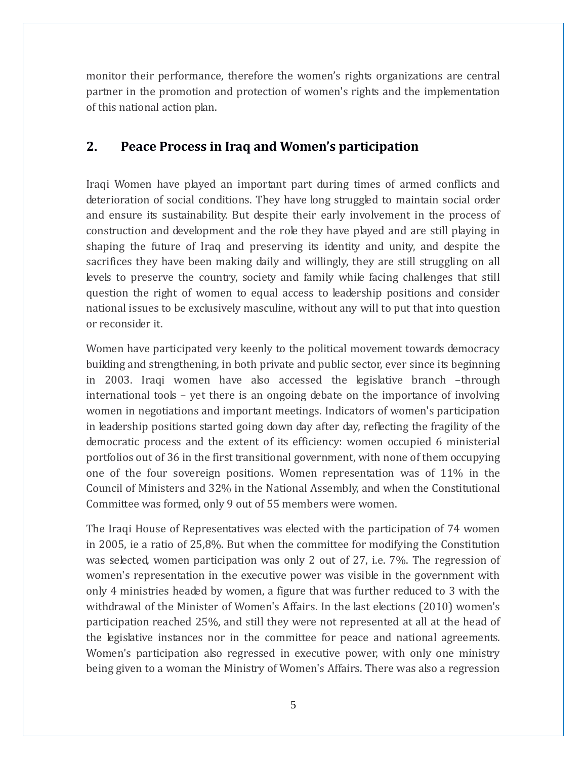monitor their performance, therefore the women's rights organizations are central partner in the promotion and protection of women's rights and the implementation of this national action plan.

## 2. Peace Process in Iraq and Women's participation

Iraqi Women have played an important part during times of armed conflicts and deterioration of social conditions. They have long struggled to maintain social order and ensure its sustainability. But despite their early involvement in the process of construction and development and the role they have played and are still playing in shaping the future of Iraq and preserving its identity and unity, and despite the sacrifices they have been making daily and willingly, they are still struggling on all levels to preserve the country, society and family while facing challenges that still question the right of women to equal access to leadership positions and consider national issues to be exclusively masculine, without any will to put that into question or reconsider it.

Women have participated very keenly to the political movement towards democracy building and strengthening, in both private and public sector, ever since its beginning in 2003. Iraqi women have also accessed the legislative branch –through international tools – yet there is an ongoing debate on the importance of involving women in negotiations and important meetings. Indicators of women's participation in leadership positions started going down day after day, reflecting the fragility of the democratic process and the extent of its efficiency: women occupied 6 ministerial portfolios out of 36 in the first transitional government, with none of them occupying one of the four sovereign positions. Women representation was of 11% in the Council of Ministers and 32% in the National Assembly, and when the Constitutional Committee was formed, only 9 out of 55 members were women.

The Iraqi House of Representatives was elected with the participation of 74 women in 2005, ie a ratio of 25,8%. But when the committee for modifying the Constitution was selected, women participation was only 2 out of 27, i.e. 7%. The regression of women's representation in the executive power was visible in the government with only 4 ministries headed by women, a figure that was further reduced to 3 with the withdrawal of the Minister of Women's Affairs. In the last elections (2010) women's participation reached 25%, and still they were not represented at all at the head of the legislative instances nor in the committee for peace and national agreements. Women's participation also regressed in executive power, with only one ministry being given to a woman the Ministry of Women's Affairs. There was also a regression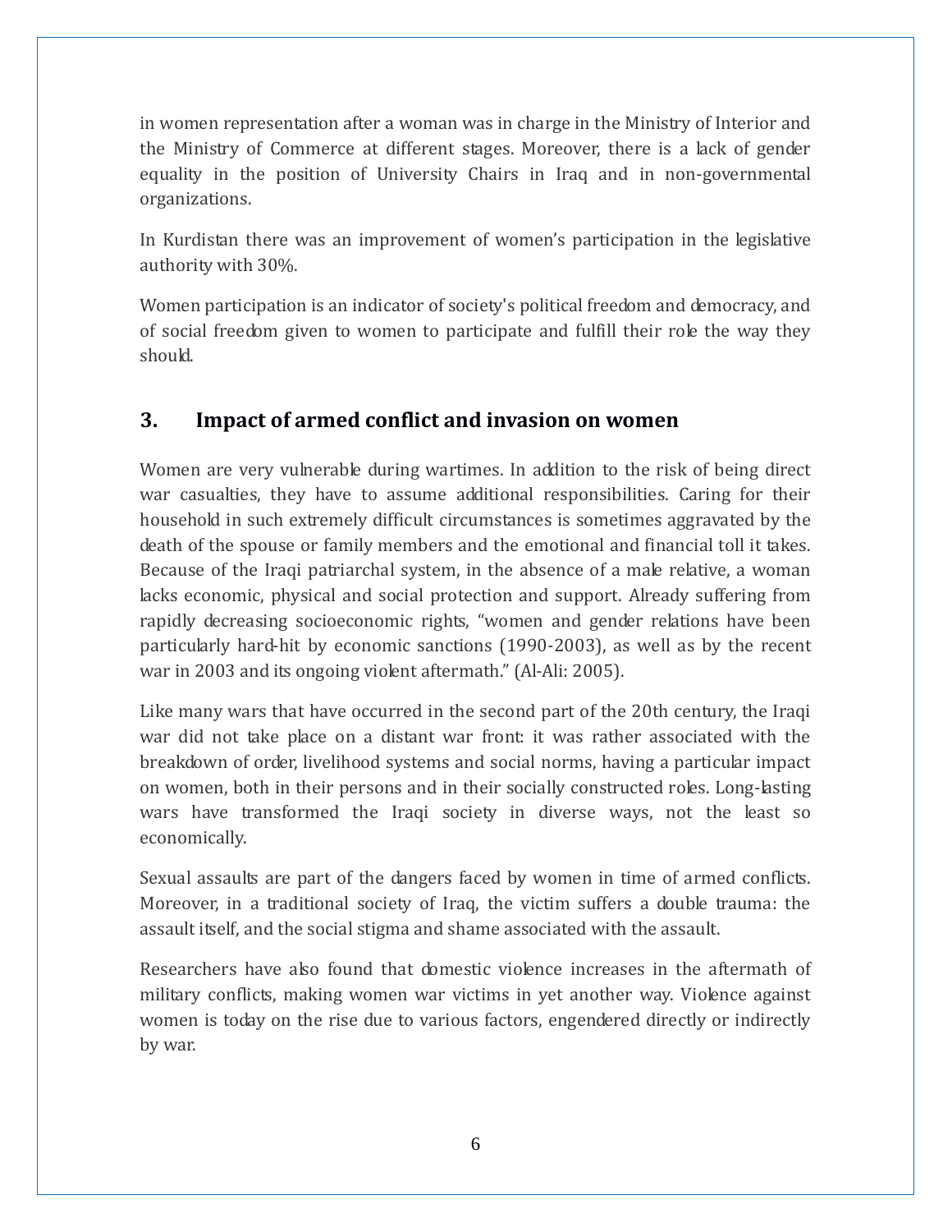in women representation after a woman was in charge in the Ministry of Interior and the Ministry of Commerce at different stages. Moreover, there is a lack of gender equality in the position of University Chairs in Iraq and in non-governmental organizations.

In Kurdistan there was an improvement of women's participation in the legislative authority with 30%.

Women participation is an indicator of society's political freedom and democracy, and of social freedom given to women to participate and fulfill their role the way they should.

## 3. Impact of armed conflict and invasion on women

Women are very vulnerable during wartimes. In addition to the risk of being direct war casualties, they have to assume additional responsibilities. Caring for their household in such extremely difficult circumstances is sometimes aggravated by the death of the spouse or family members and the emotional and financial toll it takes. Because of the Iraqi patriarchal system, in the absence of a male relative, a woman lacks economic, physical and social protection and support. Already suffering from rapidly decreasing socioeconomic rights, "women and gender relations have been particularly hard-hit by economic sanctions (1990-2003), as well as by the recent war in 2003 and its ongoing violent aftermath." (Al-Ali: 2005).

Like many wars that have occurred in the second part of the 20th century, the Iraqi war did not take place on a distant war front: it was rather associated with the breakdown of order, livelihood systems and social norms, having a particular impact on women, both in their persons and in their socially constructed roles. Long-lasting wars have transformed the Iraqi society in diverse ways, not the least so economically.

Sexual assaults are part of the dangers faced by women in time of armed conflicts. Moreover, in a traditional society of Iraq, the victim suffers a double trauma: the assault itself, and the social stigma and shame associated with the assault.

Researchers have also found that domestic violence increases in the aftermath of military conflicts, making women war victims in yet another way. Violence against women is today on the rise due to various factors, engendered directly or indirectly by war.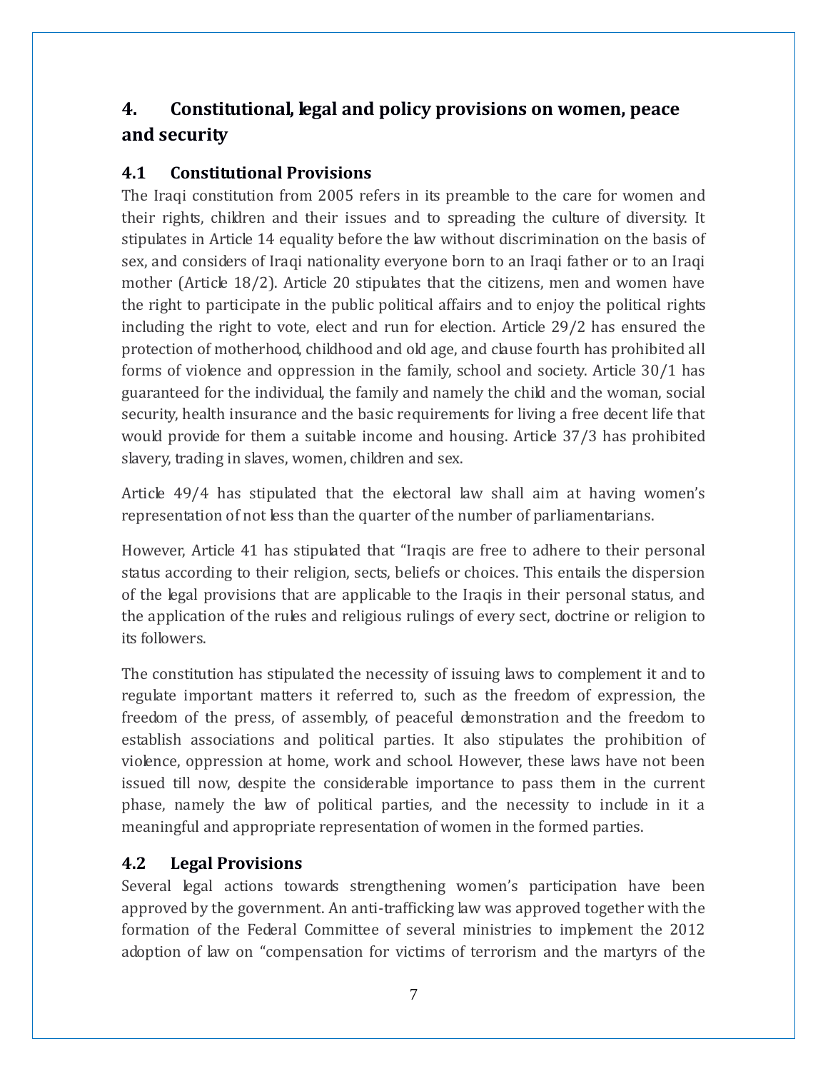# 4. Constitutional, legal and policy provisions on women, peace and security

## 4.1 Constitutional Provisions

The Iraqi constitution from 2005 refers in its preamble to the care for women and their rights, children and their issues and to spreading the culture of diversity. It stipulates in Article 14 equality before the law without discrimination on the basis of sex, and considers of Iraqi nationality everyone born to an Iraqi father or to an Iraqi mother (Article 18/2). Article 20 stipulates that the citizens, men and women have the right to participate in the public political affairs and to enjoy the political rights including the right to vote, elect and run for election. Article 29/2 has ensured the protection of motherhood, childhood and old age, and clause fourth has prohibited all forms of violence and oppression in the family, school and society. Article 30/1 has guaranteed for the individual, the family and namely the child and the woman, social security, health insurance and the basic requirements for living a free decent life that would provide for them a suitable income and housing. Article 37/3 has prohibited slavery, trading in slaves, women, children and sex.

Article 49/4 has stipulated that the electoral law shall aim at having women's representation of not less than the quarter of the number of parliamentarians.

However, Article 41 has stipulated that "Iraqis are free to adhere to their personal status according to their religion, sects, beliefs or choices. This entails the dispersion of the legal provisions that are applicable to the Iraqis in their personal status, and the application of the rules and religious rulings of every sect, doctrine or religion to its followers.

The constitution has stipulated the necessity of issuing laws to complement it and to regulate important matters it referred to, such as the freedom of expression, the freedom of the press, of assembly, of peaceful demonstration and the freedom to establish associations and political parties. It also stipulates the prohibition of violence, oppression at home, work and school. However, these laws have not been issued till now, despite the considerable importance to pass them in the current phase, namely the law of political parties, and the necessity to include in it a meaningful and appropriate representation of women in the formed parties.

## 4.2 Legal Provisions

Several legal actions towards strengthening women's participation have been approved by the government. An anti-trafficking law was approved together with the formation of the Federal Committee of several ministries to implement the 2012 adoption of law on "compensation for victims of terrorism and the martyrs of the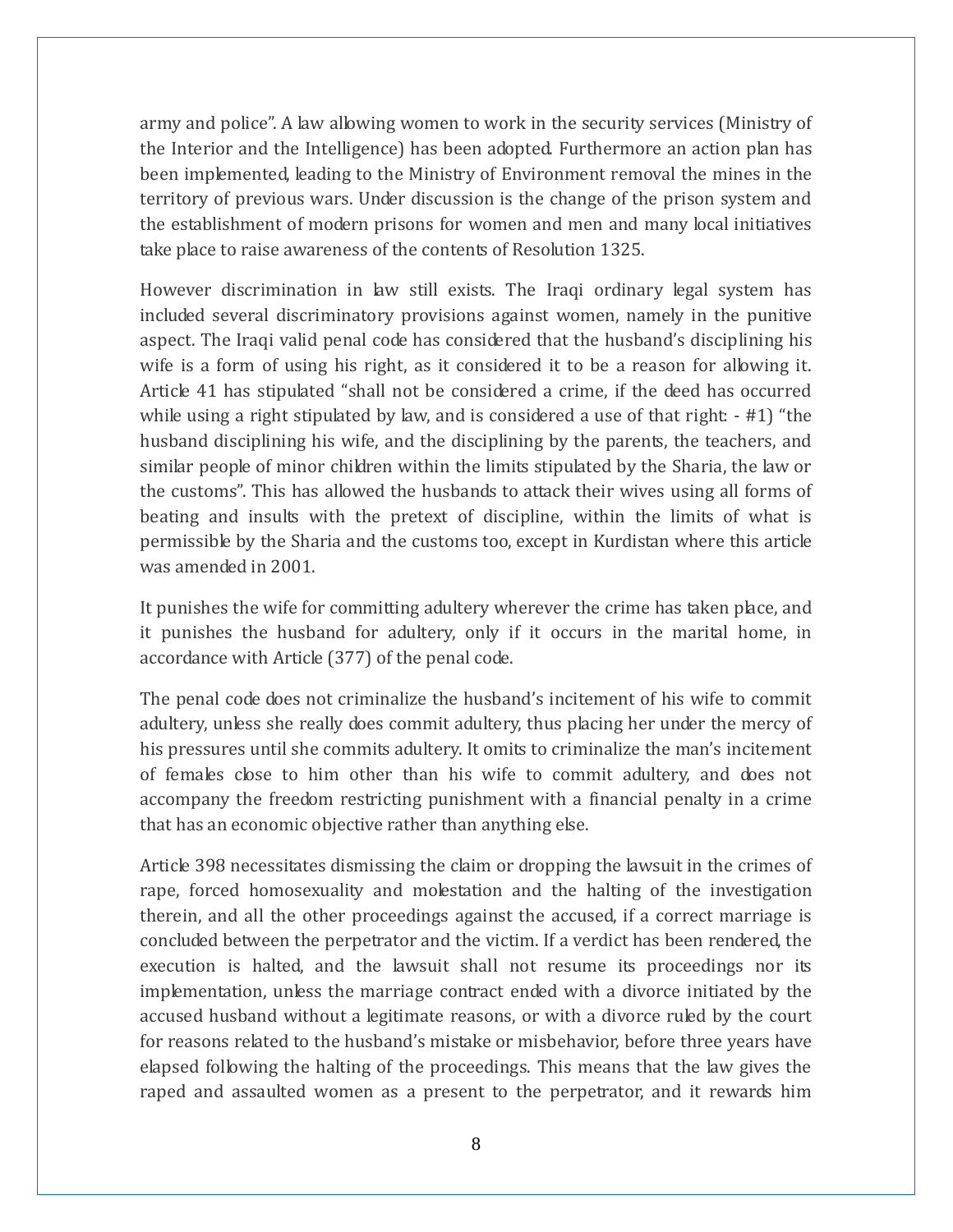army and police". A law allowing women to work in the security services (Ministry of the Interior and the Intelligence) has been adopted. Furthermore an action plan has been implemented, leading to the Ministry of Environment removal the mines in the territory of previous wars. Under discussion is the change of the prison system and the establishment of modern prisons for women and men and many local initiatives take place to raise awareness of the contents of Resolution 1325.

However discrimination in law still exists. The Iraqi ordinary legal system has included several discriminatory provisions against women, namely in the punitive aspect. The Iraqi valid penal code has considered that the husband's disciplining his wife is a form of using his right, as it considered it to be a reason for allowing it. Article 41 has stipulated "shall not be considered a crime, if the deed has occurred while using a right stipulated by law, and is considered a use of that right: - #1) "the husband disciplining his wife, and the disciplining by the parents, the teachers, and similar people of minor children within the limits stipulated by the Sharia, the law or the customs". This has allowed the husbands to attack their wives using all forms of beating and insults with the pretext of discipline, within the limits of what is permissible by the Sharia and the customs too, except in Kurdistan where this article was amended in 2001.

It punishes the wife for committing adultery wherever the crime has taken place, and it punishes the husband for adultery, only if it occurs in the marital home, in accordance with Article (377) of the penal code.

The penal code does not criminalize the husband's incitement of his wife to commit adultery, unless she really does commit adultery, thus placing her under the mercy of his pressures until she commits adultery. It omits to criminalize the man's incitement of females close to him other than his wife to commit adultery, and does not accompany the freedom restricting punishment with a financial penalty in a crime that has an economic objective rather than anything else.

Article 398 necessitates dismissing the claim or dropping the lawsuit in the crimes of rape, forced homosexuality and molestation and the halting of the investigation therein, and all the other proceedings against the accused, if a correct marriage is concluded between the perpetrator and the victim. If a verdict has been rendered, the execution is halted, and the lawsuit shall not resume its proceedings nor its implementation, unless the marriage contract ended with a divorce initiated by the accused husband without a legitimate reasons, or with a divorce ruled by the court for reasons related to the husband's mistake or misbehavior, before three years have elapsed following the halting of the proceedings. This means that the law gives the raped and assaulted women as a present to the perpetrator, and it rewards him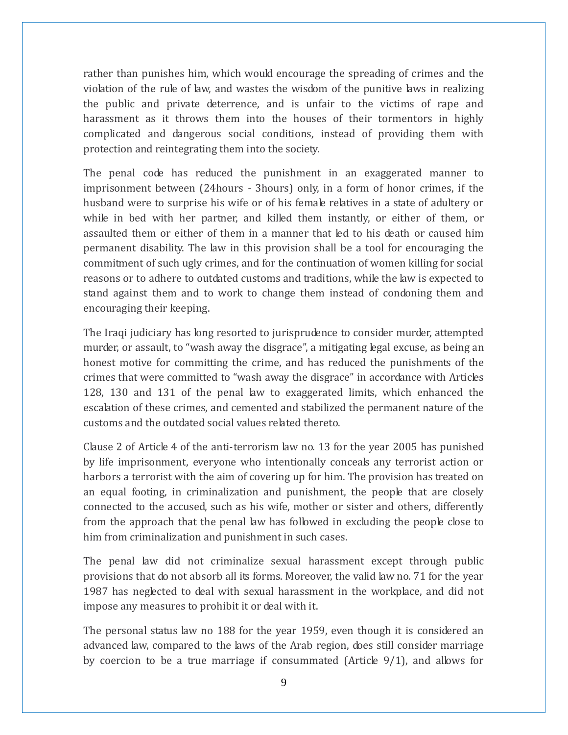rather than punishes him, which would encourage the spreading of crimes and the violation of the rule of law, and wastes the wisdom of the punitive laws in realizing the public and private deterrence, and is unfair to the victims of rape and harassment as it throws them into the houses of their tormentors in highly complicated and dangerous social conditions, instead of providing them with protection and reintegrating them into the society.

The penal code has reduced the punishment in an exaggerated manner to imprisonment between (24hours - 3hours) only, in a form of honor crimes, if the husband were to surprise his wife or of his female relatives in a state of adultery or while in bed with her partner, and killed them instantly, or either of them, or assaulted them or either of them in a manner that led to his death or caused him permanent disability. The law in this provision shall be a tool for encouraging the commitment of such ugly crimes, and for the continuation of women killing for social reasons or to adhere to outdated customs and traditions, while the law is expected to stand against them and to work to change them instead of condoning them and encouraging their keeping.

The Iraqi judiciary has long resorted to jurisprudence to consider murder, attempted murder, or assault, to “wash away the disgrace”, a mitigating legal excuse, as being an honest motive for committing the crime, and has reduced the punishments of the crimes that were committed to “wash away the disgrace” in accordance with Articles 128, 130 and 131 of the penal law to exaggerated limits, which enhanced the escalation of these crimes, and cemented and stabilized the permanent nature of the customs and the outdated social values related thereto.

Clause 2 of Article 4 of the anti-terrorism law no. 13 for the year 2005 has punished by life imprisonment, everyone who intentionally conceals any terrorist action or harbors a terrorist with the aim of covering up for him. The provision has treated on an equal footing, in criminalization and punishment, the people that are closely connected to the accused, such as his wife, mother or sister and others, differently from the approach that the penal law has followed in excluding the people close to him from criminalization and punishment in such cases.

The penal law did not criminalize sexual harassment except through public provisions that do not absorb all its forms. Moreover, the valid law no. 71 for the year 1987 has neglected to deal with sexual harassment in the workplace, and did not impose any measures to prohibit it or deal with it.

The personal status law no 188 for the year 1959, even though it is considered an advanced law, compared to the laws of the Arab region, does still consider marriage by coercion to be a true marriage if consummated (Article 9/1), and allows for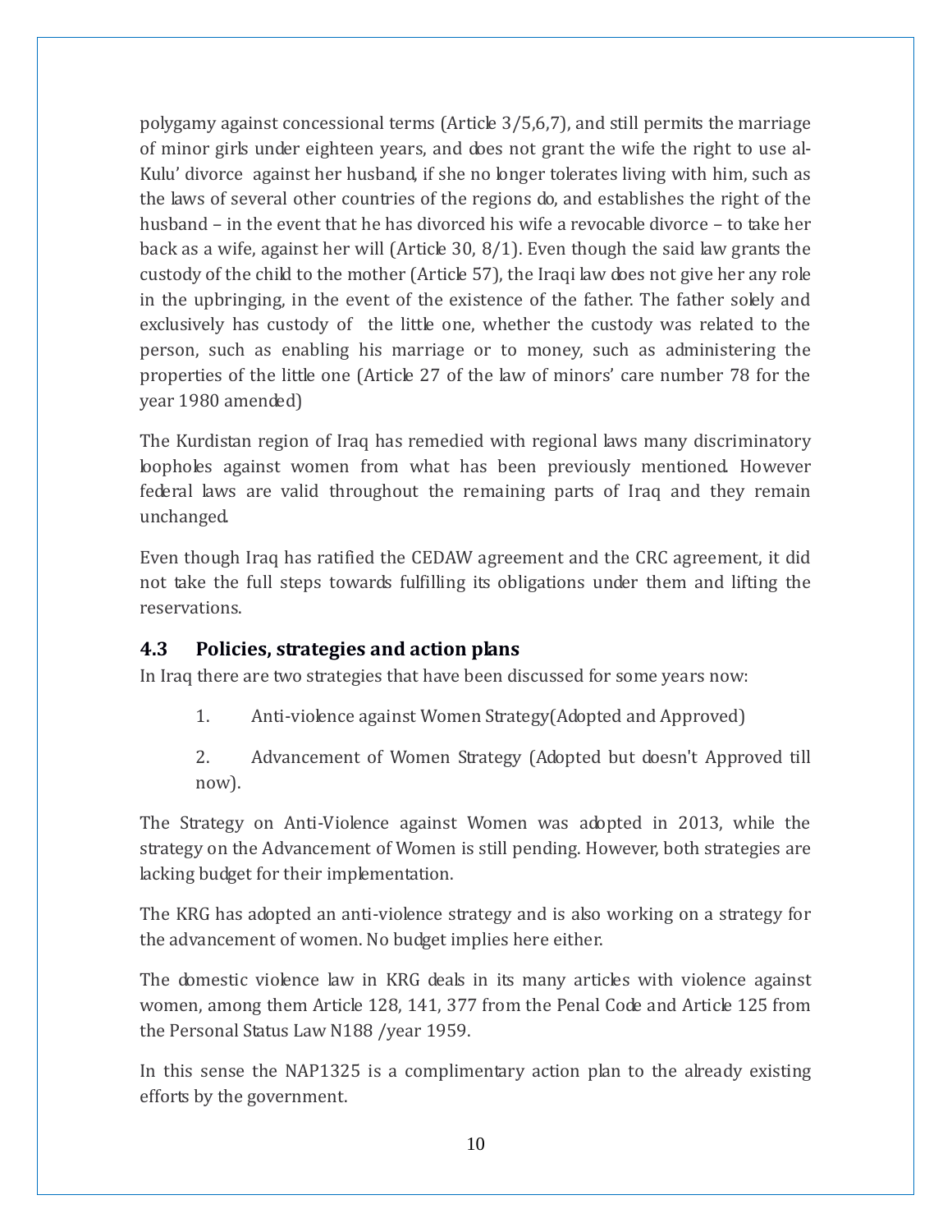polygamy against concessional terms (Article 3/5,6,7), and still permits the marriage of minor girls under eighteen years, and does not grant the wife the right to use al-Kulu' divorce against her husband, if she no longer tolerates living with him, such as the laws of several other countries of the regions do, and establishes the right of the husband – in the event that he has divorced his wife a revocable divorce – to take her back as a wife, against her will (Article 30, 8/1). Even though the said law grants the custody of the child to the mother (Article 57), the Iraqi law does not give her any role in the upbringing, in the event of the existence of the father. The father solely and exclusively has custody of the little one, whether the custody was related to the person, such as enabling his marriage or to money, such as administering the properties of the little one (Article 27 of the law of minors' care number 78 for the year 1980 amended)

The Kurdistan region of Iraq has remedied with regional laws many discriminatory loopholes against women from what has been previously mentioned. However federal laws are valid throughout the remaining parts of Iraq and they remain unchanged.

Even though Iraq has ratified the CEDAW agreement and the CRC agreement, it did not take the full steps towards fulfilling its obligations under them and lifting the reservations.

### 4.3 Policies, strategies and action plans

In Iraq there are two strategies that have been discussed for some years now:

1. Anti-violence against Women Strategy(Adopted and Approved)
2. Advancement of Women Strategy (Adopted but doesn't Approved till now).

The Strategy on Anti-Violence against Women was adopted in 2013, while the strategy on the Advancement of Women is still pending. However, both strategies are lacking budget for their implementation.

The KRG has adopted an anti-violence strategy and is also working on a strategy for the advancement of women. No budget implies here either.

The domestic violence law in KRG deals in its many articles with violence against women, among them Article 128, 141, 377 from the Penal Code and Article 125 from the Personal Status Law N188 /year 1959.

In this sense the NAP1325 is a complimentary action plan to the already existing efforts by the government.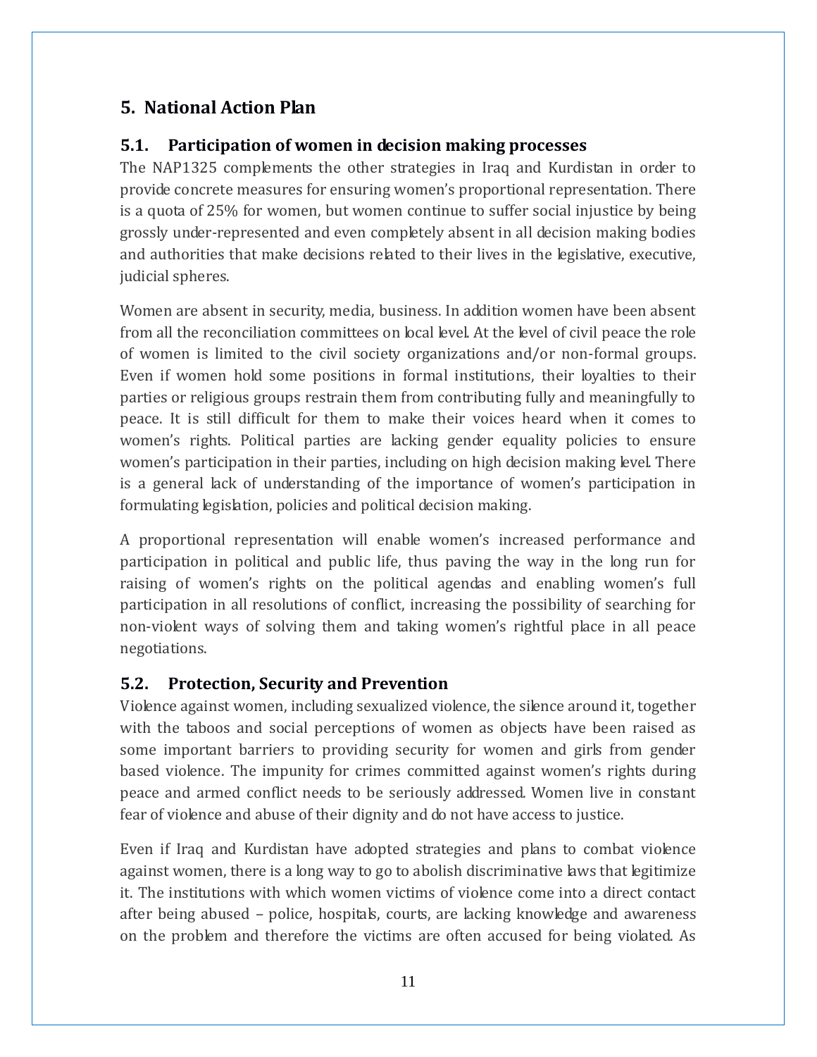# 5. National Action Plan

## 5.1. Participation of women in decision making processes

The NAP1325 complements the other strategies in Iraq and Kurdistan in order to provide concrete measures for ensuring women's proportional representation. There is a quota of 25% for women, but women continue to suffer social injustice by being grossly under-represented and even completely absent in all decision making bodies and authorities that make decisions related to their lives in the legislative, executive, judicial spheres.

Women are absent in security, media, business. In addition women have been absent from all the reconciliation committees on local level. At the level of civil peace the role of women is limited to the civil society organizations and/or non-formal groups. Even if women hold some positions in formal institutions, their loyalties to their parties or religious groups restrain them from contributing fully and meaningfully to peace. It is still difficult for them to make their voices heard when it comes to women's rights. Political parties are lacking gender equality policies to ensure women's participation in their parties, including on high decision making level. There is a general lack of understanding of the importance of women's participation in formulating legislation, policies and political decision making.

A proportional representation will enable women's increased performance and participation in political and public life, thus paving the way in the long run for raising of women's rights on the political agendas and enabling women's full participation in all resolutions of conflict, increasing the possibility of searching for non-violent ways of solving them and taking women's rightful place in all peace negotiations.

## 5.2. Protection, Security and Prevention

Violence against women, including sexualized violence, the silence around it, together with the taboos and social perceptions of women as objects have been raised as some important barriers to providing security for women and girls from gender based violence. The impunity for crimes committed against women's rights during peace and armed conflict needs to be seriously addressed. Women live in constant fear of violence and abuse of their dignity and do not have access to justice.

Even if Iraq and Kurdistan have adopted strategies and plans to combat violence against women, there is a long way to go to abolish discriminative laws that legitimize it. The institutions with which women victims of violence come into a direct contact after being abused – police, hospitals, courts, are lacking knowledge and awareness on the problem and therefore the victims are often accused for being violated. As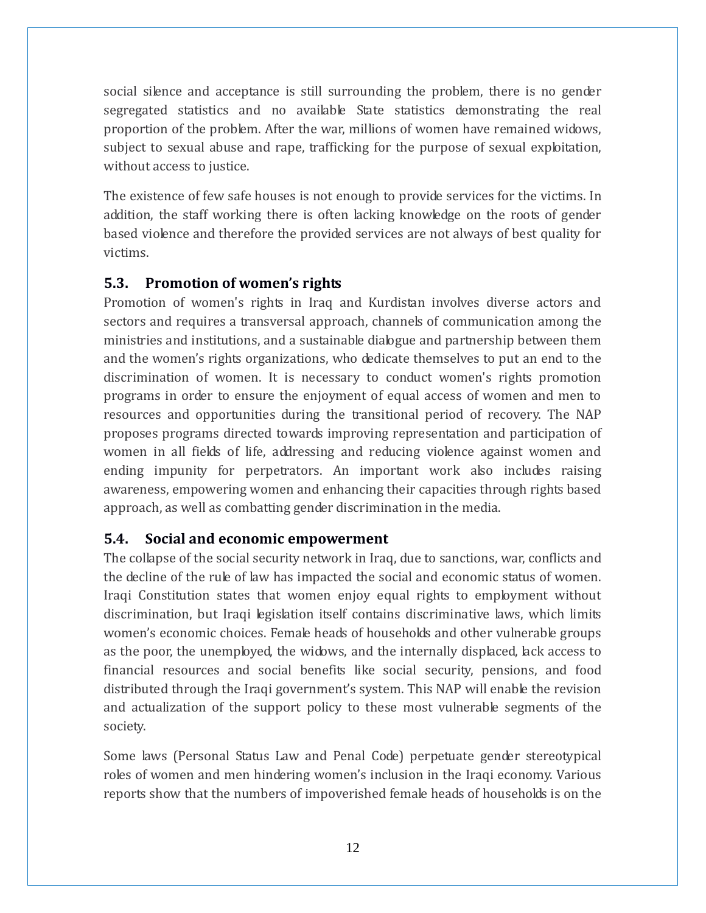social silence and acceptance is still surrounding the problem, there is no gender segregated statistics and no available State statistics demonstrating the real proportion of the problem. After the war, millions of women have remained widows, subject to sexual abuse and rape, trafficking for the purpose of sexual exploitation, without access to justice.

The existence of few safe houses is not enough to provide services for the victims. In addition, the staff working there is often lacking knowledge on the roots of gender based violence and therefore the provided services are not always of best quality for victims.

### 5.3. Promotion of women's rights

Promotion of women's rights in Iraq and Kurdistan involves diverse actors and sectors and requires a transversal approach, channels of communication among the ministries and institutions, and a sustainable dialogue and partnership between them and the women's rights organizations, who dedicate themselves to put an end to the discrimination of women. It is necessary to conduct women's rights promotion programs in order to ensure the enjoyment of equal access of women and men to resources and opportunities during the transitional period of recovery. The NAP proposes programs directed towards improving representation and participation of women in all fields of life, addressing and reducing violence against women and ending impunity for perpetrators. An important work also includes raising awareness, empowering women and enhancing their capacities through rights based approach, as well as combatting gender discrimination in the media.

### 5.4. Social and economic empowerment

The collapse of the social security network in Iraq, due to sanctions, war, conflicts and the decline of the rule of law has impacted the social and economic status of women. Iraqi Constitution states that women enjoy equal rights to employment without discrimination, but Iraqi legislation itself contains discriminative laws, which limits women's economic choices. Female heads of households and other vulnerable groups as the poor, the unemployed, the widows, and the internally displaced, lack access to financial resources and social benefits like social security, pensions, and food distributed through the Iraqi government's system. This NAP will enable the revision and actualization of the support policy to these most vulnerable segments of the society.

Some laws (Personal Status Law and Penal Code) perpetuate gender stereotypical roles of women and men hindering women's inclusion in the Iraqi economy. Various reports show that the numbers of impoverished female heads of households is on the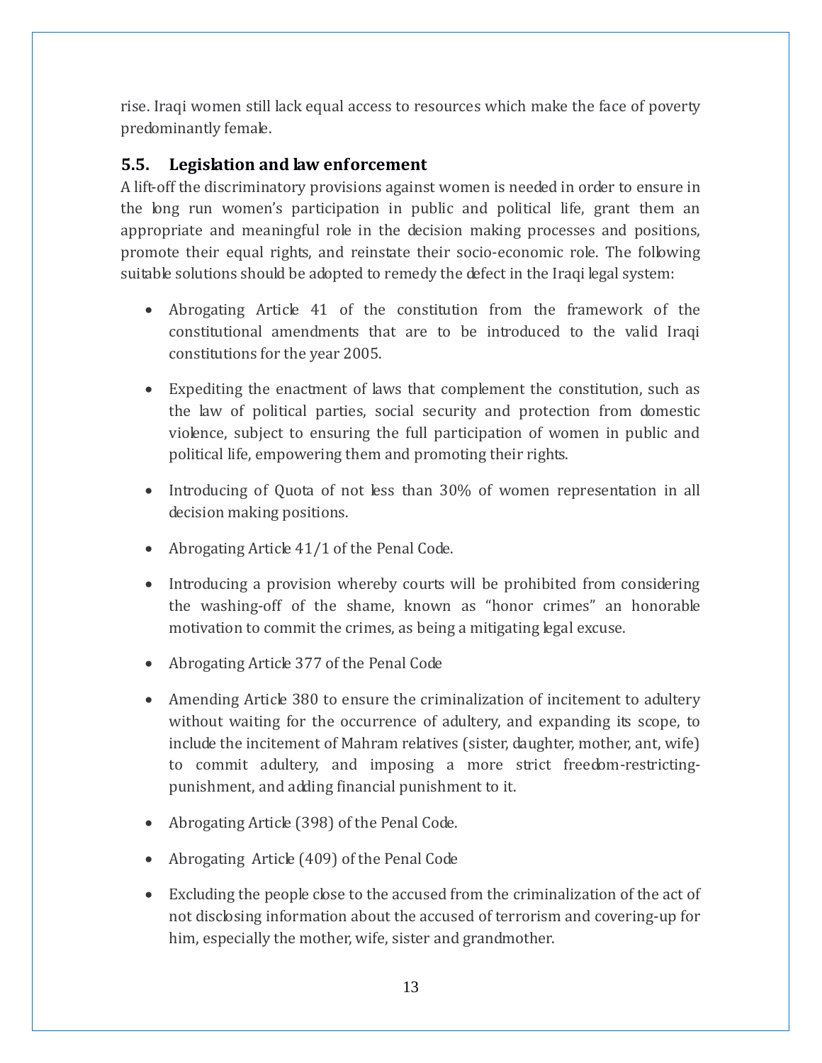rise. Iraqi women still lack equal access to resources which make the face of poverty predominantly female.

### 5.5. Legislation and law enforcement

A lift-off the discriminatory provisions against women is needed in order to ensure in the long run women's participation in public and political life, grant them an appropriate and meaningful role in the decision making processes and positions, promote their equal rights, and reinstate their socio-economic role. The following suitable solutions should be adopted to remedy the defect in the Iraqi legal system:

- Abrogating Article 41 of the constitution from the framework of the constitutional amendments that are to be introduced to the valid Iraqi constitutions for the year 2005.
- Expediting the enactment of laws that complement the constitution, such as the law of political parties, social security and protection from domestic violence, subject to ensuring the full participation of women in public and political life, empowering them and promoting their rights.
- Introducing of Quota of not less than 30% of women representation in all decision making positions.
- Abrogating Article 41/1 of the Penal Code.
- Introducing a provision whereby courts will be prohibited from considering the washing-off of the shame, known as "honor crimes" an honorable motivation to commit the crimes, as being a mitigating legal excuse.
- Abrogating Article 377 of the Penal Code
- Amending Article 380 to ensure the criminalization of incitement to adultery without waiting for the occurrence of adultery, and expanding its scope, to include the incitement of Mahram relatives (sister, daughter, mother, ant, wife) to commit adultery, and imposing a more strict freedom-restricting-punishment, and adding financial punishment to it.
- Abrogating Article (398) of the Penal Code.
- Abrogating Article (409) of the Penal Code
- Excluding the people close to the accused from the criminalization of the act of not disclosing information about the accused of terrorism and covering-up for him, especially the mother, wife, sister and grandmother.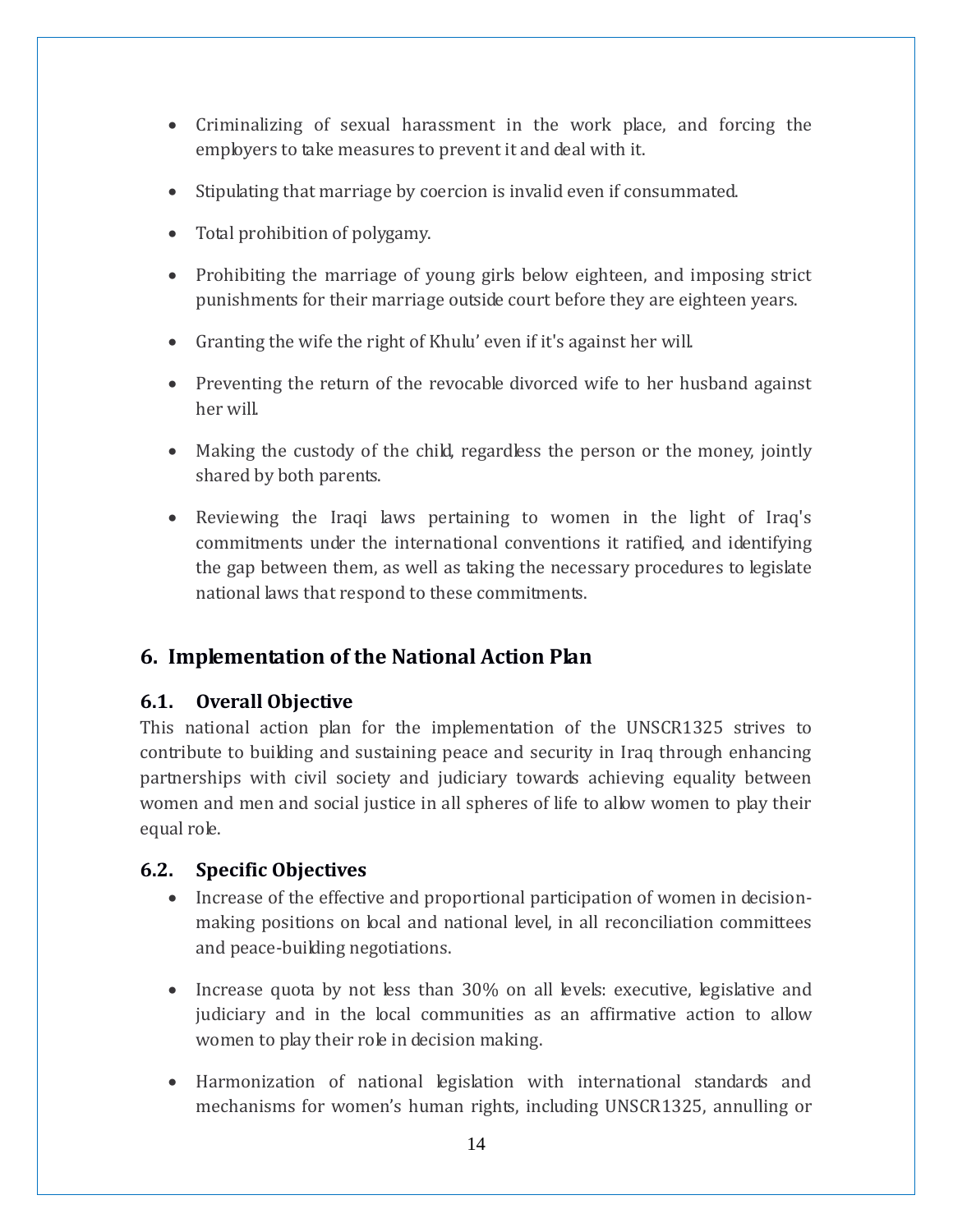- Criminalizing of sexual harassment in the work place, and forcing the employers to take measures to prevent it and deal with it.

- Stipulating that marriage by coercion is invalid even if consummated.

- Total prohibition of polygamy.

- Prohibiting the marriage of young girls below eighteen, and imposing strict punishments for their marriage outside court before they are eighteen years.

- Granting the wife the right of Khulu' even if it's against her will.

- Preventing the return of the revocable divorced wife to her husband against her will.

- Making the custody of the child, regardless the person or the money, jointly shared by both parents.

- Reviewing the Iraqi laws pertaining to women in the light of Iraq's commitments under the international conventions it ratified, and identifying the gap between them, as well as taking the necessary procedures to legislate national laws that respond to these commitments.

## 6. Implementation of the National Action Plan

### 6.1. Overall Objective

This national action plan for the implementation of the UNSCR1325 strives to contribute to building and sustaining peace and security in Iraq through enhancing partnerships with civil society and judiciary towards achieving equality between women and men and social justice in all spheres of life to allow women to play their equal role.

### 6.2. Specific Objectives

- Increase of the effective and proportional participation of women in decision-making positions on local and national level, in all reconciliation committees and peace-building negotiations.

- Increase quota by not less than 30% on all levels: executive, legislative and judiciary and in the local communities as an affirmative action to allow women to play their role in decision making.

- Harmonization of national legislation with international standards and mechanisms for women's human rights, including UNSCR1325, annulling or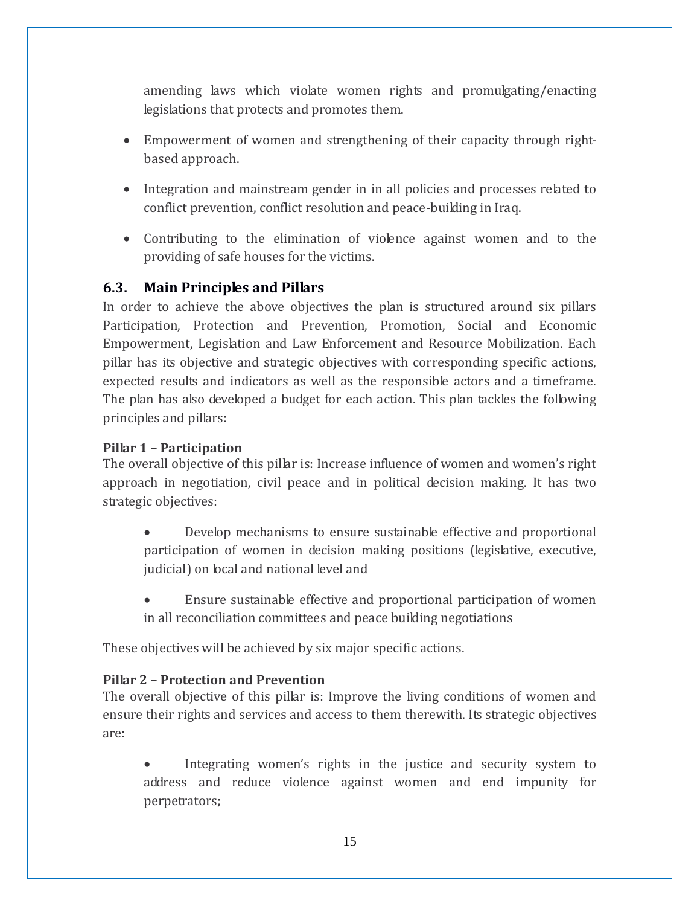amending laws which violate women rights and promulgating/enacting legislations that protects and promotes them.

- Empowerment of women and strengthening of their capacity through right-based approach.
- Integration and mainstream gender in in all policies and processes related to conflict prevention, conflict resolution and peace-building in Iraq.
- Contributing to the elimination of violence against women and to the providing of safe houses for the victims.

### 6.3. Main Principles and Pillars

In order to achieve the above objectives the plan is structured around six pillars Participation, Protection and Prevention, Promotion, Social and Economic Empowerment, Legislation and Law Enforcement and Resource Mobilization. Each pillar has its objective and strategic objectives with corresponding specific actions, expected results and indicators as well as the responsible actors and a timeframe. The plan has also developed a budget for each action. This plan tackles the following principles and pillars:

**Pillar 1 – Participation**

The overall objective of this pillar is: Increase influence of women and women's right approach in negotiation, civil peace and in political decision making. It has two strategic objectives:

- Develop mechanisms to ensure sustainable effective and proportional participation of women in decision making positions (legislative, executive, judicial) on local and national level and
- Ensure sustainable effective and proportional participation of women in all reconciliation committees and peace building negotiations

These objectives will be achieved by six major specific actions.

**Pillar 2 – Protection and Prevention**

The overall objective of this pillar is: Improve the living conditions of women and ensure their rights and services and access to them therewith. Its strategic objectives are:

- Integrating women's rights in the justice and security system to address and reduce violence against women and end impunity for perpetrators;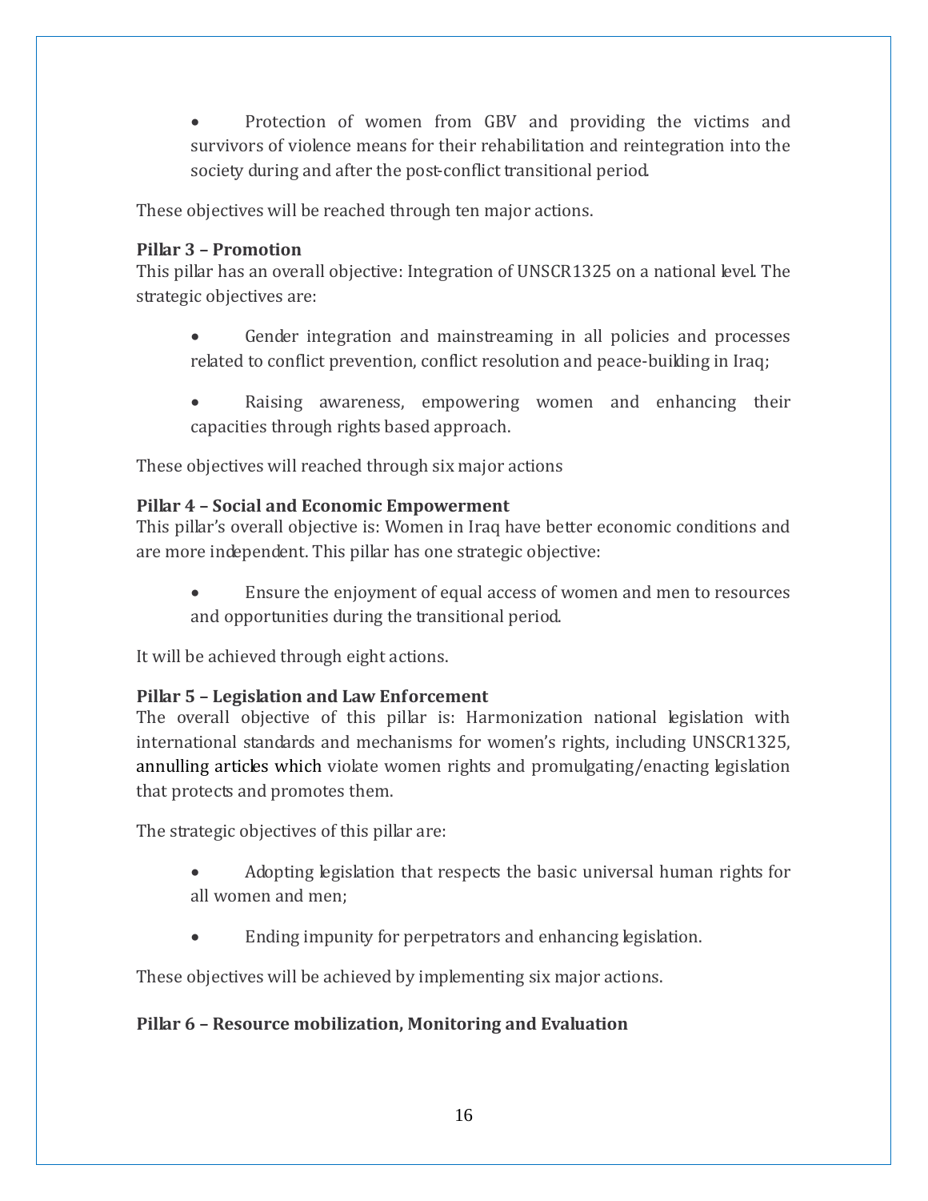- Protection of women from GBV and providing the victims and survivors of violence means for their rehabilitation and reintegration into the society during and after the post-conflict transitional period.

These objectives will be reached through ten major actions.

**Pillar 3 – Promotion**

This pillar has an overall objective: Integration of UNSCR1325 on a national level. The strategic objectives are:

- Gender integration and mainstreaming in all policies and processes related to conflict prevention, conflict resolution and peace-building in Iraq;
- Raising awareness, empowering women and enhancing their capacities through rights based approach.

These objectives will reached through six major actions

**Pillar 4 – Social and Economic Empowerment**

This pillar's overall objective is: Women in Iraq have better economic conditions and are more independent. This pillar has one strategic objective:

- Ensure the enjoyment of equal access of women and men to resources and opportunities during the transitional period.

It will be achieved through eight actions.

**Pillar 5 – Legislation and Law Enforcement**

The overall objective of this pillar is: Harmonization national legislation with international standards and mechanisms for women's rights, including UNSCR1325, annulling articles which violate women rights and promulgating/enacting legislation that protects and promotes them.

The strategic objectives of this pillar are:

- Adopting legislation that respects the basic universal human rights for all women and men;
- Ending impunity for perpetrators and enhancing legislation.

These objectives will be achieved by implementing six major actions.

**Pillar 6 – Resource mobilization, Monitoring and Evaluation**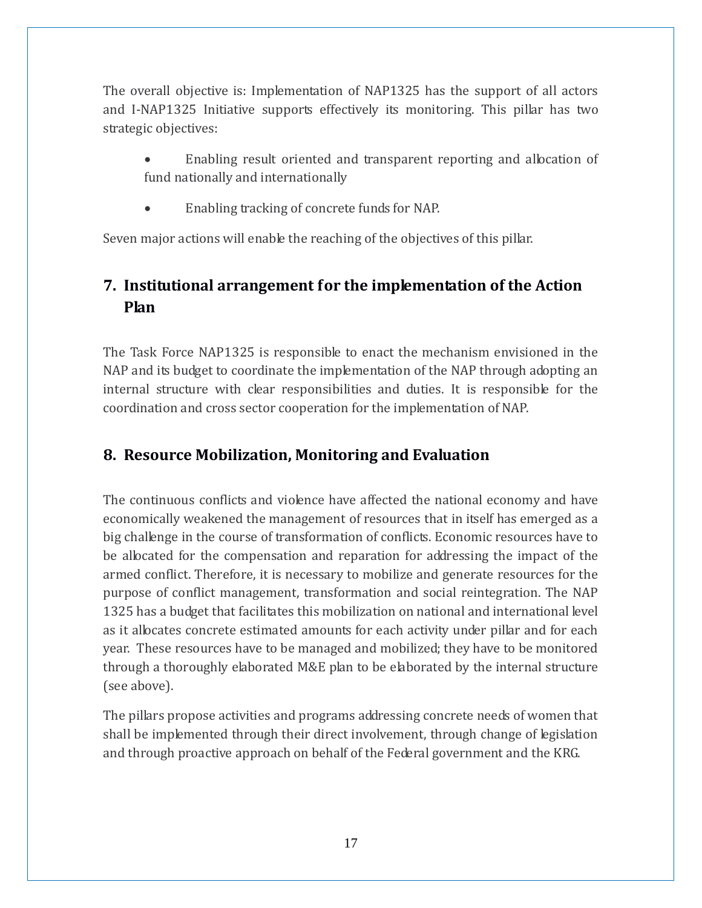The overall objective is: Implementation of NAP1325 has the support of all actors and I-NAP1325 Initiative supports effectively its monitoring. This pillar has two strategic objectives:

- Enabling result oriented and transparent reporting and allocation of fund nationally and internationally
- Enabling tracking of concrete funds for NAP.

Seven major actions will enable the reaching of the objectives of this pillar.

## 7. Institutional arrangement for the implementation of the Action Plan

The Task Force NAP1325 is responsible to enact the mechanism envisioned in the NAP and its budget to coordinate the implementation of the NAP through adopting an internal structure with clear responsibilities and duties. It is responsible for the coordination and cross sector cooperation for the implementation of NAP.

## 8. Resource Mobilization, Monitoring and Evaluation

The continuous conflicts and violence have affected the national economy and have economically weakened the management of resources that in itself has emerged as a big challenge in the course of transformation of conflicts. Economic resources have to be allocated for the compensation and reparation for addressing the impact of the armed conflict. Therefore, it is necessary to mobilize and generate resources for the purpose of conflict management, transformation and social reintegration. The NAP 1325 has a budget that facilitates this mobilization on national and international level as it allocates concrete estimated amounts for each activity under pillar and for each year. These resources have to be managed and mobilized; they have to be monitored through a thoroughly elaborated M&E plan to be elaborated by the internal structure (see above).

The pillars propose activities and programs addressing concrete needs of women that shall be implemented through their direct involvement, through change of legislation and through proactive approach on behalf of the Federal government and the KRG.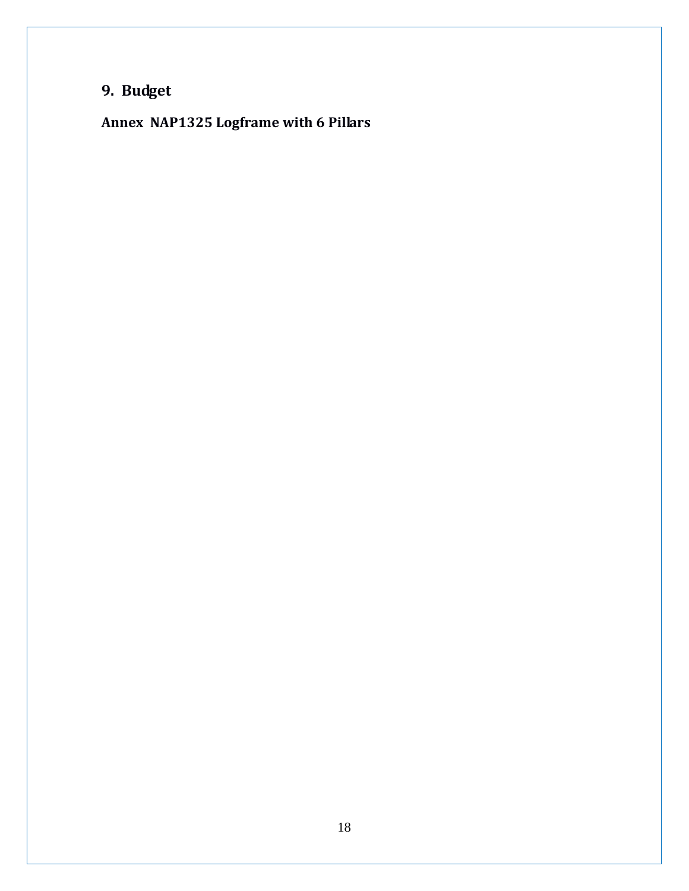## 9. Budget

### Annex NAP1325 Logframe with 6 Pillars